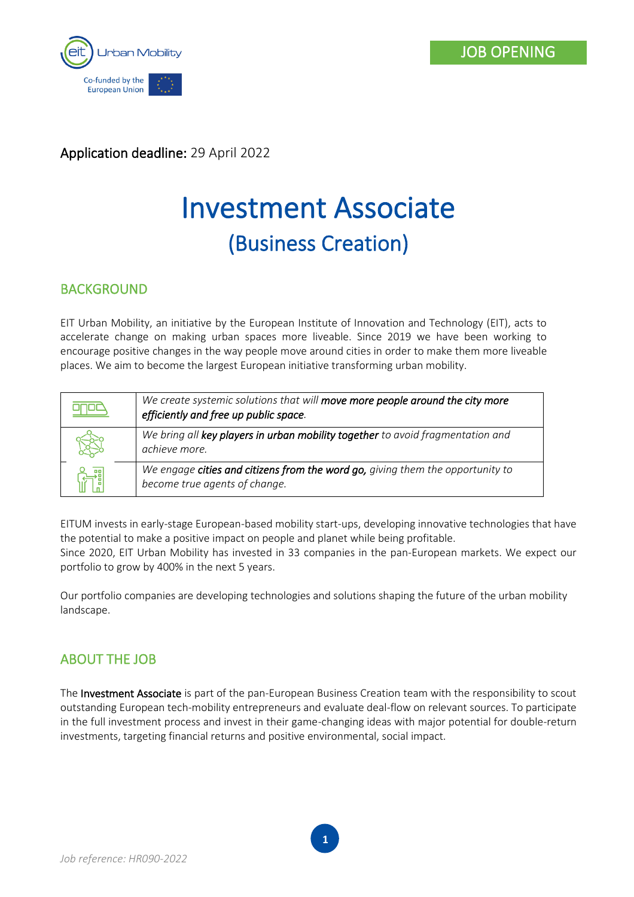JOB OPENING

**Application deadline:** 29 April 2022

# Investment Associate

## (Business Creation)

## BACKGROUND

EIT Urban Mobility, an initiative by the European Institute of Innovation and Technology (EIT), acts to accelerate change on making urban spaces more liveable. Since 2019 we have been working to encourage positive changes in the way people move around cities in order to make them more liveable places. We aim to become the largest European initiative transforming urban mobility.

| | |
|---|---|
| | *We create systemic solutions that will* ***move more people around the city more efficiently and free up public space****.* |
| | *We bring all* ***key players in urban mobility together*** *to avoid fragmentation and achieve more.* |
| | *We engage* ***cities and citizens from the word go,*** *giving them the opportunity to become true agents of change.* |

EITUM invests in early-stage European-based mobility start-ups, developing innovative technologies that have the potential to make a positive impact on people and planet while being profitable.
Since 2020, EIT Urban Mobility has invested in 33 companies in the pan-European markets. We expect our portfolio to grow by 400% in the next 5 years.

Our portfolio companies are developing technologies and solutions shaping the future of the urban mobility landscape.

## ABOUT THE JOB

The Investment Associate is part of the pan-European Business Creation team with the responsibility to scout outstanding European tech-mobility entrepreneurs and evaluate deal-flow on relevant sources. To participate in the full investment process and invest in their game-changing ideas with major potential for double-return investments, targeting financial returns and positive environmental, social impact.

*Job reference: HR090-2022*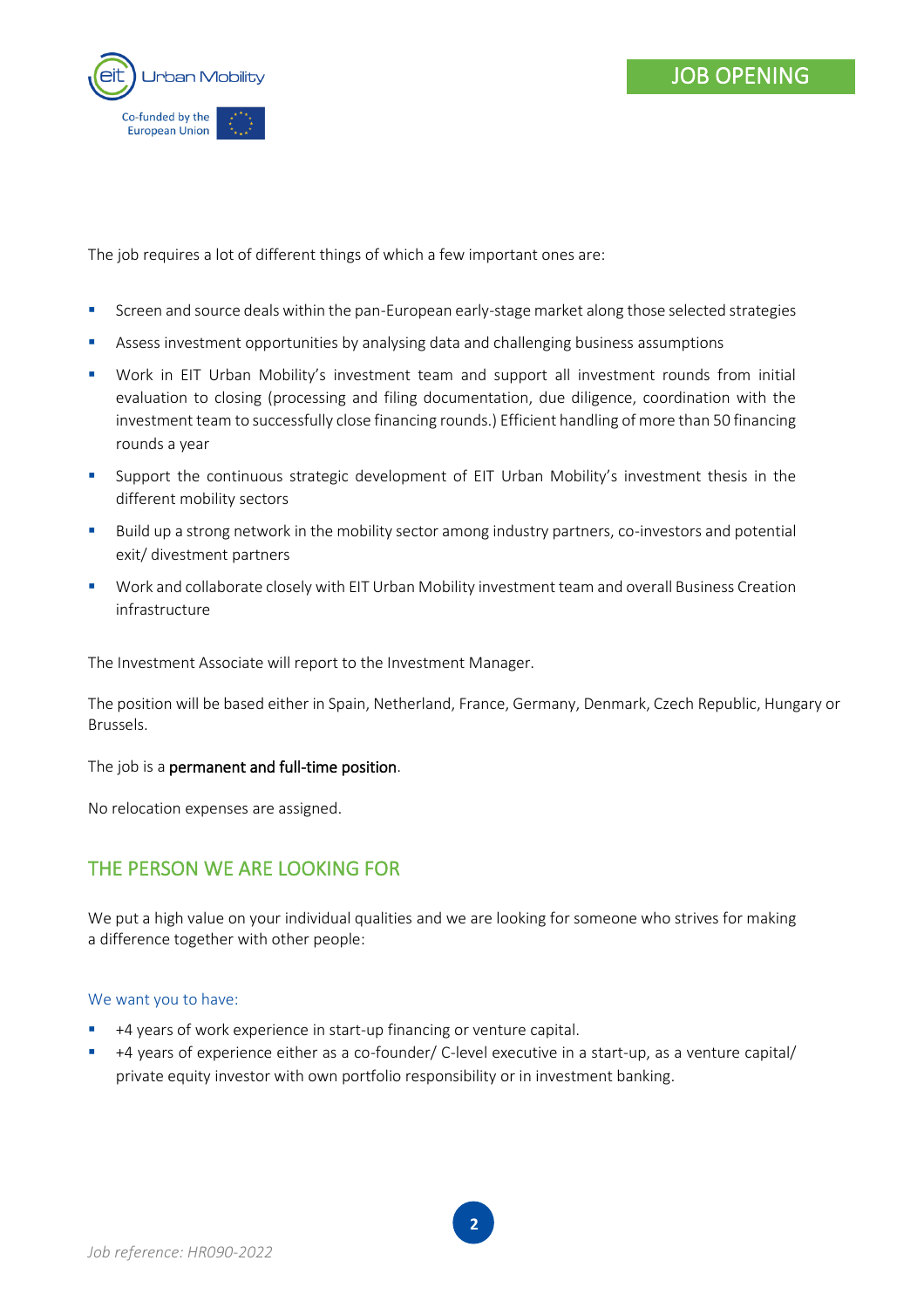The job requires a lot of different things of which a few important ones are:

- Screen and source deals within the pan-European early-stage market along those selected strategies
- Assess investment opportunities by analysing data and challenging business assumptions
- Work in EIT Urban Mobility's investment team and support all investment rounds from initial evaluation to closing (processing and filing documentation, due diligence, coordination with the investment team to successfully close financing rounds.) Efficient handling of more than 50 financing rounds a year
- Support the continuous strategic development of EIT Urban Mobility's investment thesis in the different mobility sectors
- Build up a strong network in the mobility sector among industry partners, co-investors and potential exit/ divestment partners
- Work and collaborate closely with EIT Urban Mobility investment team and overall Business Creation infrastructure

The Investment Associate will report to the Investment Manager.

The position will be based either in Spain, Netherland, France, Germany, Denmark, Czech Republic, Hungary or Brussels.

The job is a **permanent and full-time position**.

No relocation expenses are assigned.

## THE PERSON WE ARE LOOKING FOR

We put a high value on your individual qualities and we are looking for someone who strives for making a difference together with other people:

### We want you to have:

- +4 years of work experience in start-up financing or venture capital.
- +4 years of experience either as a co-founder/ C-level executive in a start-up, as a venture capital/ private equity investor with own portfolio responsibility or in investment banking.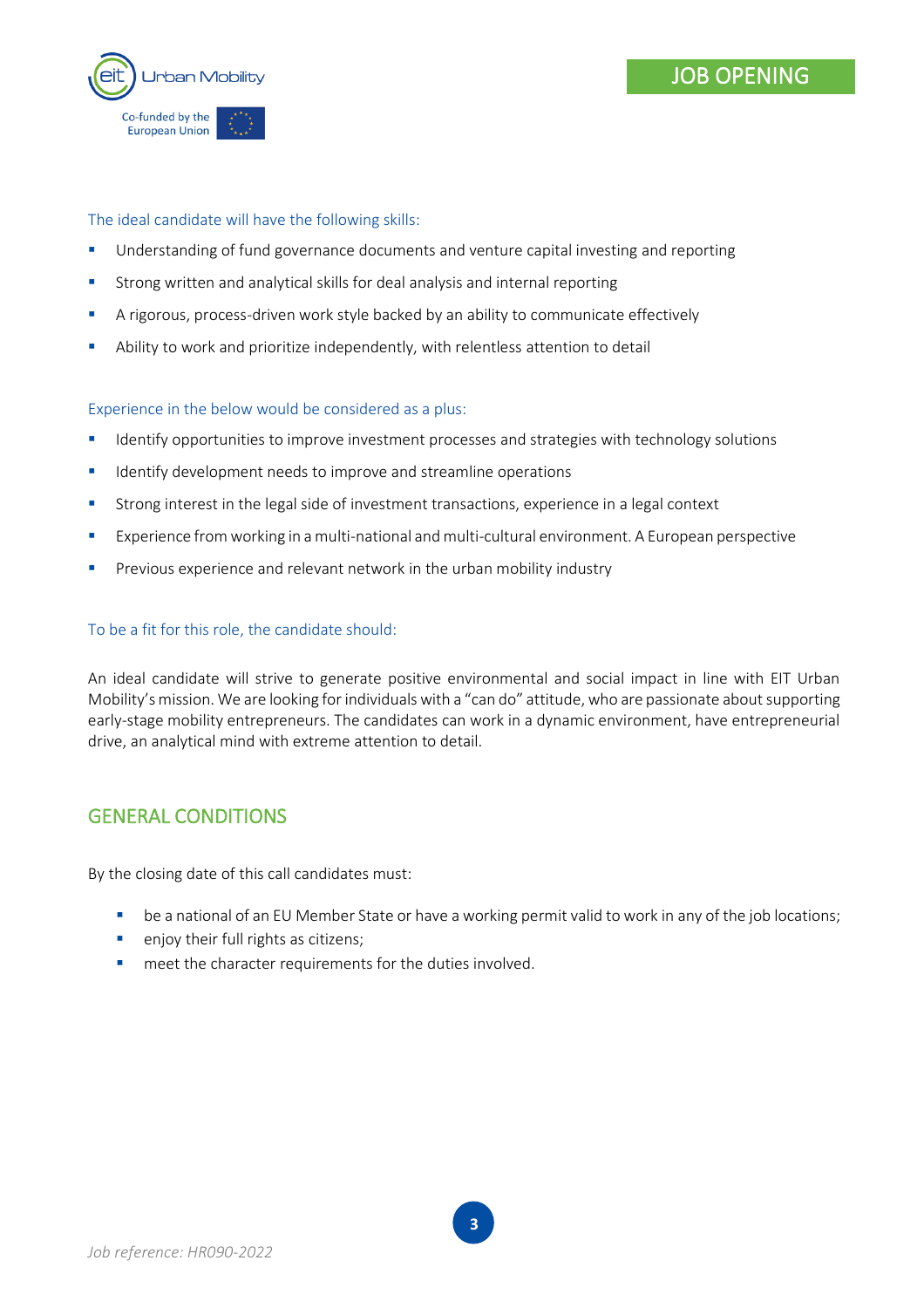The ideal candidate will have the following skills:

- Understanding of fund governance documents and venture capital investing and reporting
- Strong written and analytical skills for deal analysis and internal reporting
- A rigorous, process-driven work style backed by an ability to communicate effectively
- Ability to work and prioritize independently, with relentless attention to detail

Experience in the below would be considered as a plus:

- Identify opportunities to improve investment processes and strategies with technology solutions
- Identify development needs to improve and streamline operations
- Strong interest in the legal side of investment transactions, experience in a legal context
- Experience from working in a multi-national and multi-cultural environment. A European perspective
- Previous experience and relevant network in the urban mobility industry

To be a fit for this role, the candidate should:

An ideal candidate will strive to generate positive environmental and social impact in line with EIT Urban Mobility's mission. We are looking for individuals with a "can do" attitude, who are passionate about supporting early-stage mobility entrepreneurs. The candidates can work in a dynamic environment, have entrepreneurial drive, an analytical mind with extreme attention to detail.

## GENERAL CONDITIONS

By the closing date of this call candidates must:

- be a national of an EU Member State or have a working permit valid to work in any of the job locations;
- enjoy their full rights as citizens;
- meet the character requirements for the duties involved.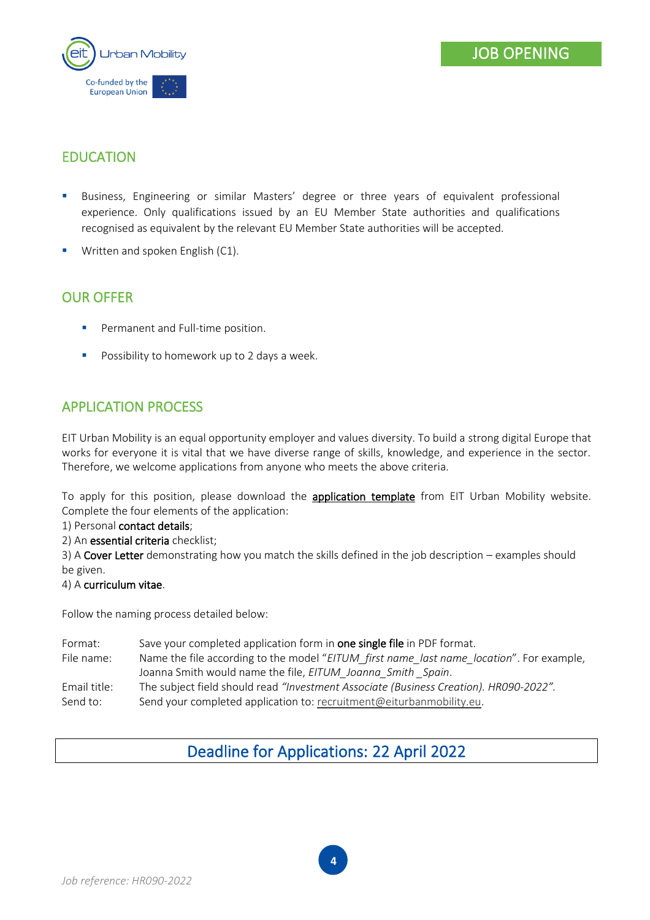## EDUCATION

- Business, Engineering or similar Masters' degree or three years of equivalent professional experience. Only qualifications issued by an EU Member State authorities and qualifications recognised as equivalent by the relevant EU Member State authorities will be accepted.
- Written and spoken English (C1).

## OUR OFFER

- Permanent and Full-time position.
- Possibility to homework up to 2 days a week.

## APPLICATION PROCESS

EIT Urban Mobility is an equal opportunity employer and values diversity. To build a strong digital Europe that works for everyone it is vital that we have diverse range of skills, knowledge, and experience in the sector. Therefore, we welcome applications from anyone who meets the above criteria.

To apply for this position, please download the application template from EIT Urban Mobility website. Complete the four elements of the application:
1) Personal **contact details**;
2) An **essential criteria** checklist;
3) A **Cover Letter** demonstrating how you match the skills defined in the job description – examples should be given.
4) A **curriculum vitae**.

Follow the naming process detailed below:

| | |
|---|---|
| Format: | Save your completed application form in **one single file** in PDF format. |
| File name: | Name the file according to the model "*EITUM_first name_last name_location*". For example, Joanna Smith would name the file, *EITUM_Joanna_Smith_Spain*. |
| Email title: | The subject field should read *"Investment Associate (Business Creation). HR090-2022"*. |
| Send to: | Send your completed application to: recruitment@eiturbanmobility.eu. |

**Deadline for Applications: 22 April 2022**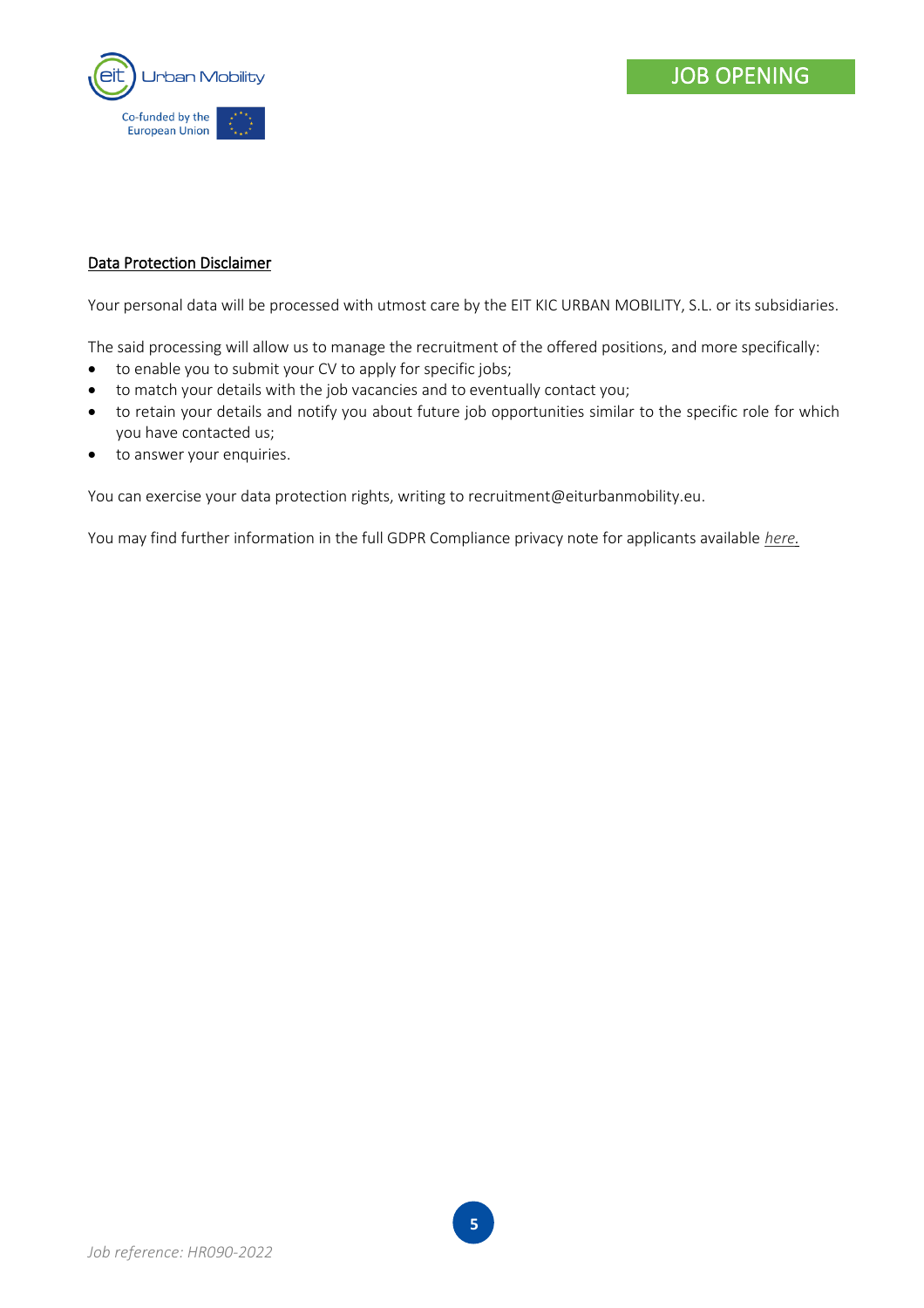Data Protection Disclaimer

Your personal data will be processed with utmost care by the EIT KIC URBAN MOBILITY, S.L. or its subsidiaries.

The said processing will allow us to manage the recruitment of the offered positions, and more specifically:

- to enable you to submit your CV to apply for specific jobs;
- to match your details with the job vacancies and to eventually contact you;
- to retain your details and notify you about future job opportunities similar to the specific role for which you have contacted us;
- to answer your enquiries.

You can exercise your data protection rights, writing to recruitment@eiturbanmobility.eu.

You may find further information in the full GDPR Compliance privacy note for applicants available *here.*